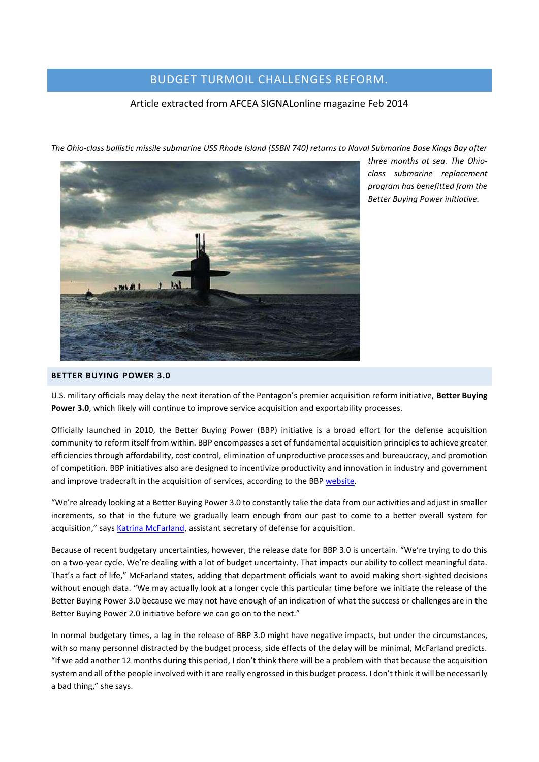# BUDGET TURMOIL CHALLENGES REFORM.

Article extracted from AFCEA SIGNALonline magazine Feb 2014

*The Ohio-class ballistic missile submarine USS Rhode Island (SSBN 740) returns to Naval Submarine Base Kings Bay after three months at sea. The Ohio-class submarine replacement program has benefitted from the Better Buying Power initiative.*

## BETTER BUYING POWER 3.0

U.S. military officials may delay the next iteration of the Pentagon's premier acquisition reform initiative, **Better Buying Power 3.0**, which likely will continue to improve service acquisition and exportability processes.

Officially launched in 2010, the Better Buying Power (BBP) initiative is a broad effort for the defense acquisition community to reform itself from within. BBP encompasses a set of fundamental acquisition principles to achieve greater efficiencies through affordability, cost control, elimination of unproductive processes and bureaucracy, and promotion of competition. BBP initiatives also are designed to incentivize productivity and innovation in industry and government and improve tradecraft in the acquisition of services, according to the BBP website.

"We're already looking at a Better Buying Power 3.0 to constantly take the data from our activities and adjust in smaller increments, so that in the future we gradually learn enough from our past to come to a better overall system for acquisition," says Katrina McFarland, assistant secretary of defense for acquisition.

Because of recent budgetary uncertainties, however, the release date for BBP 3.0 is uncertain. "We're trying to do this on a two-year cycle. We're dealing with a lot of budget uncertainty. That impacts our ability to collect meaningful data. That's a fact of life," McFarland states, adding that department officials want to avoid making short-sighted decisions without enough data. "We may actually look at a longer cycle this particular time before we initiate the release of the Better Buying Power 3.0 because we may not have enough of an indication of what the success or challenges are in the Better Buying Power 2.0 initiative before we can go on to the next."

In normal budgetary times, a lag in the release of BBP 3.0 might have negative impacts, but under the circumstances, with so many personnel distracted by the budget process, side effects of the delay will be minimal, McFarland predicts. "If we add another 12 months during this period, I don't think there will be a problem with that because the acquisition system and all of the people involved with it are really engrossed in this budget process. I don't think it will be necessarily a bad thing," she says.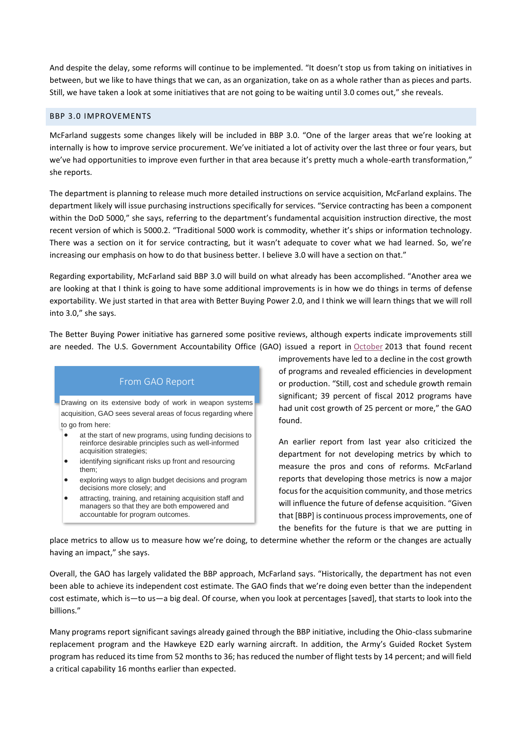And despite the delay, some reforms will continue to be implemented. "It doesn't stop us from taking on initiatives in between, but we like to have things that we can, as an organization, take on as a whole rather than as pieces and parts. Still, we have taken a look at some initiatives that are not going to be waiting until 3.0 comes out," she reveals.

## BBP 3.0 IMPROVEMENTS

McFarland suggests some changes likely will be included in BBP 3.0. "One of the larger areas that we're looking at internally is how to improve service procurement. We've initiated a lot of activity over the last three or four years, but we've had opportunities to improve even further in that area because it's pretty much a whole-earth transformation," she reports.

The department is planning to release much more detailed instructions on service acquisition, McFarland explains. The department likely will issue purchasing instructions specifically for services. "Service contracting has been a component within the DoD 5000," she says, referring to the department's fundamental acquisition instruction directive, the most recent version of which is 5000.2. "Traditional 5000 work is commodity, whether it's ships or information technology. There was a section on it for service contracting, but it wasn't adequate to cover what we had learned. So, we're increasing our emphasis on how to do that business better. I believe 3.0 will have a section on that."

Regarding exportability, McFarland said BBP 3.0 will build on what already has been accomplished. "Another area we are looking at that I think is going to have some additional improvements is in how we do things in terms of defense exportability. We just started in that area with Better Buying Power 2.0, and I think we will learn things that we will roll into 3.0," she says.

The Better Buying Power initiative has garnered some positive reviews, although experts indicate improvements still are needed. The U.S. Government Accountability Office (GAO) issued a report in October 2013 that found recent improvements have led to a decline in the cost growth of programs and revealed efficiencies in development or production. "Still, cost and schedule growth remain significant; 39 percent of fiscal 2012 programs have had unit cost growth of 25 percent or more," the GAO found.

> **From GAO Report**
>
> Drawing on its extensive body of work in weapon systems acquisition, GAO sees several areas of focus regarding where to go from here:
>
> - at the start of new programs, using funding decisions to reinforce desirable principles such as well-informed acquisition strategies;
> - identifying significant risks up front and resourcing them;
> - exploring ways to align budget decisions and program decisions more closely; and
> - attracting, training, and retaining acquisition staff and managers so that they are both empowered and accountable for program outcomes.

An earlier report from last year also criticized the department for not developing metrics by which to measure the pros and cons of reforms. McFarland reports that developing those metrics is now a major focus for the acquisition community, and those metrics will influence the future of defense acquisition. "Given that [BBP] is continuous process improvements, one of the benefits for the future is that we are putting in place metrics to allow us to measure how we're doing, to determine whether the reform or the changes are actually having an impact," she says.

Overall, the GAO has largely validated the BBP approach, McFarland says. "Historically, the department has not even been able to achieve its independent cost estimate. The GAO finds that we're doing even better than the independent cost estimate, which is—to us—a big deal. Of course, when you look at percentages [saved], that starts to look into the billions."

Many programs report significant savings already gained through the BBP initiative, including the Ohio-class submarine replacement program and the Hawkeye E2D early warning aircraft. In addition, the Army's Guided Rocket System program has reduced its time from 52 months to 36; has reduced the number of flight tests by 14 percent; and will field a critical capability 16 months earlier than expected.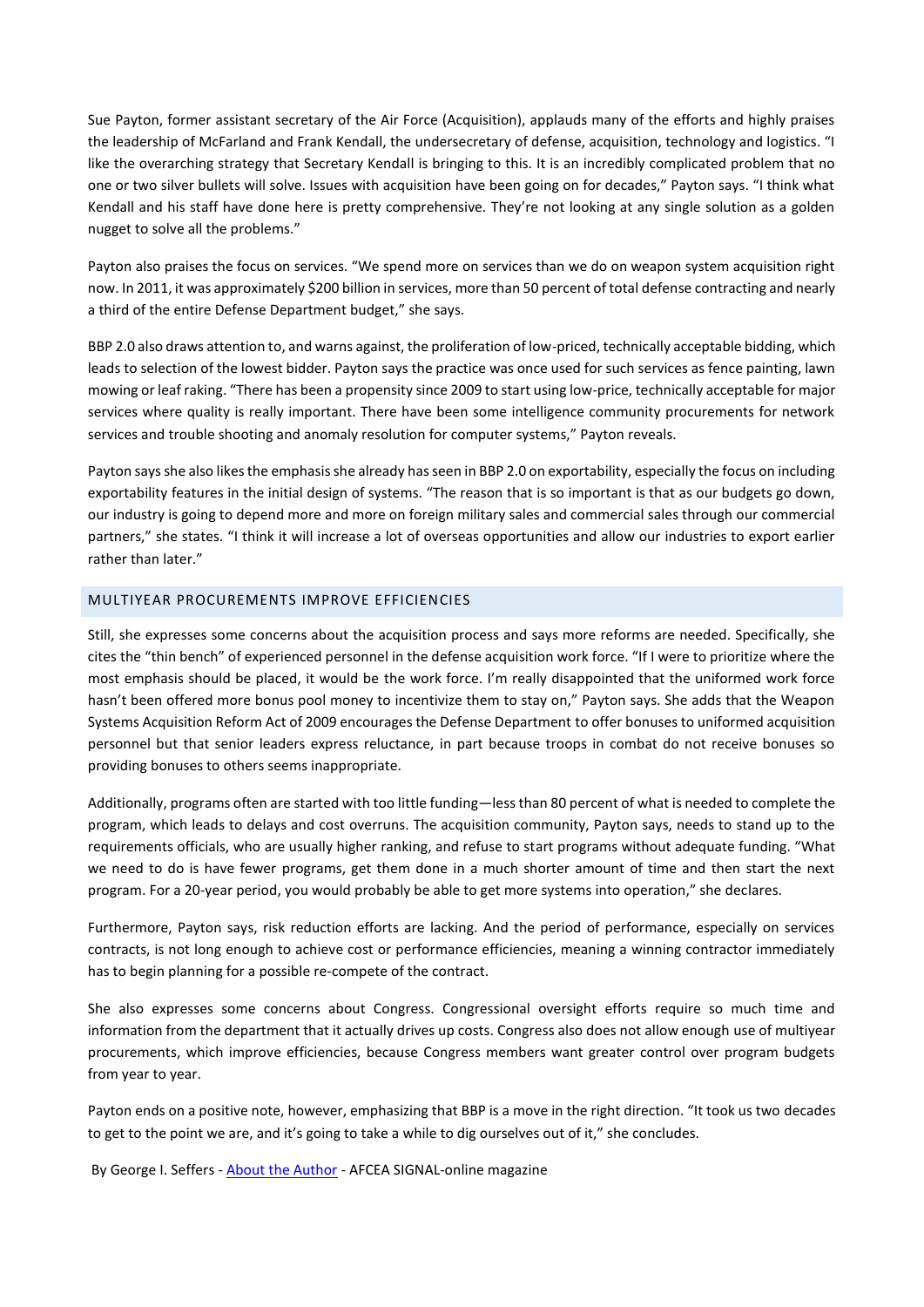Sue Payton, former assistant secretary of the Air Force (Acquisition), applauds many of the efforts and highly praises the leadership of McFarland and Frank Kendall, the undersecretary of defense, acquisition, technology and logistics. "I like the overarching strategy that Secretary Kendall is bringing to this. It is an incredibly complicated problem that no one or two silver bullets will solve. Issues with acquisition have been going on for decades," Payton says. "I think what Kendall and his staff have done here is pretty comprehensive. They're not looking at any single solution as a golden nugget to solve all the problems."

Payton also praises the focus on services. "We spend more on services than we do on weapon system acquisition right now. In 2011, it was approximately $200 billion in services, more than 50 percent of total defense contracting and nearly a third of the entire Defense Department budget," she says.

BBP 2.0 also draws attention to, and warns against, the proliferation of low-priced, technically acceptable bidding, which leads to selection of the lowest bidder. Payton says the practice was once used for such services as fence painting, lawn mowing or leaf raking. "There has been a propensity since 2009 to start using low-price, technically acceptable for major services where quality is really important. There have been some intelligence community procurements for network services and trouble shooting and anomaly resolution for computer systems," Payton reveals.

Payton says she also likes the emphasis she already has seen in BBP 2.0 on exportability, especially the focus on including exportability features in the initial design of systems. "The reason that is so important is that as our budgets go down, our industry is going to depend more and more on foreign military sales and commercial sales through our commercial partners," she states. "I think it will increase a lot of overseas opportunities and allow our industries to export earlier rather than later."

## MULTIYEAR PROCUREMENTS IMPROVE EFFICIENCIES

Still, she expresses some concerns about the acquisition process and says more reforms are needed. Specifically, she cites the "thin bench" of experienced personnel in the defense acquisition work force. "If I were to prioritize where the most emphasis should be placed, it would be the work force. I'm really disappointed that the uniformed work force hasn't been offered more bonus pool money to incentivize them to stay on," Payton says. She adds that the Weapon Systems Acquisition Reform Act of 2009 encourages the Defense Department to offer bonuses to uniformed acquisition personnel but that senior leaders express reluctance, in part because troops in combat do not receive bonuses so providing bonuses to others seems inappropriate.

Additionally, programs often are started with too little funding—less than 80 percent of what is needed to complete the program, which leads to delays and cost overruns. The acquisition community, Payton says, needs to stand up to the requirements officials, who are usually higher ranking, and refuse to start programs without adequate funding. "What we need to do is have fewer programs, get them done in a much shorter amount of time and then start the next program. For a 20-year period, you would probably be able to get more systems into operation," she declares.

Furthermore, Payton says, risk reduction efforts are lacking. And the period of performance, especially on services contracts, is not long enough to achieve cost or performance efficiencies, meaning a winning contractor immediately has to begin planning for a possible re-compete of the contract.

She also expresses some concerns about Congress. Congressional oversight efforts require so much time and information from the department that it actually drives up costs. Congress also does not allow enough use of multiyear procurements, which improve efficiencies, because Congress members want greater control over program budgets from year to year.

Payton ends on a positive note, however, emphasizing that BBP is a move in the right direction. "It took us two decades to get to the point we are, and it's going to take a while to dig ourselves out of it," she concludes.

By George I. Seffers - About the Author - AFCEA SIGNAL-online magazine